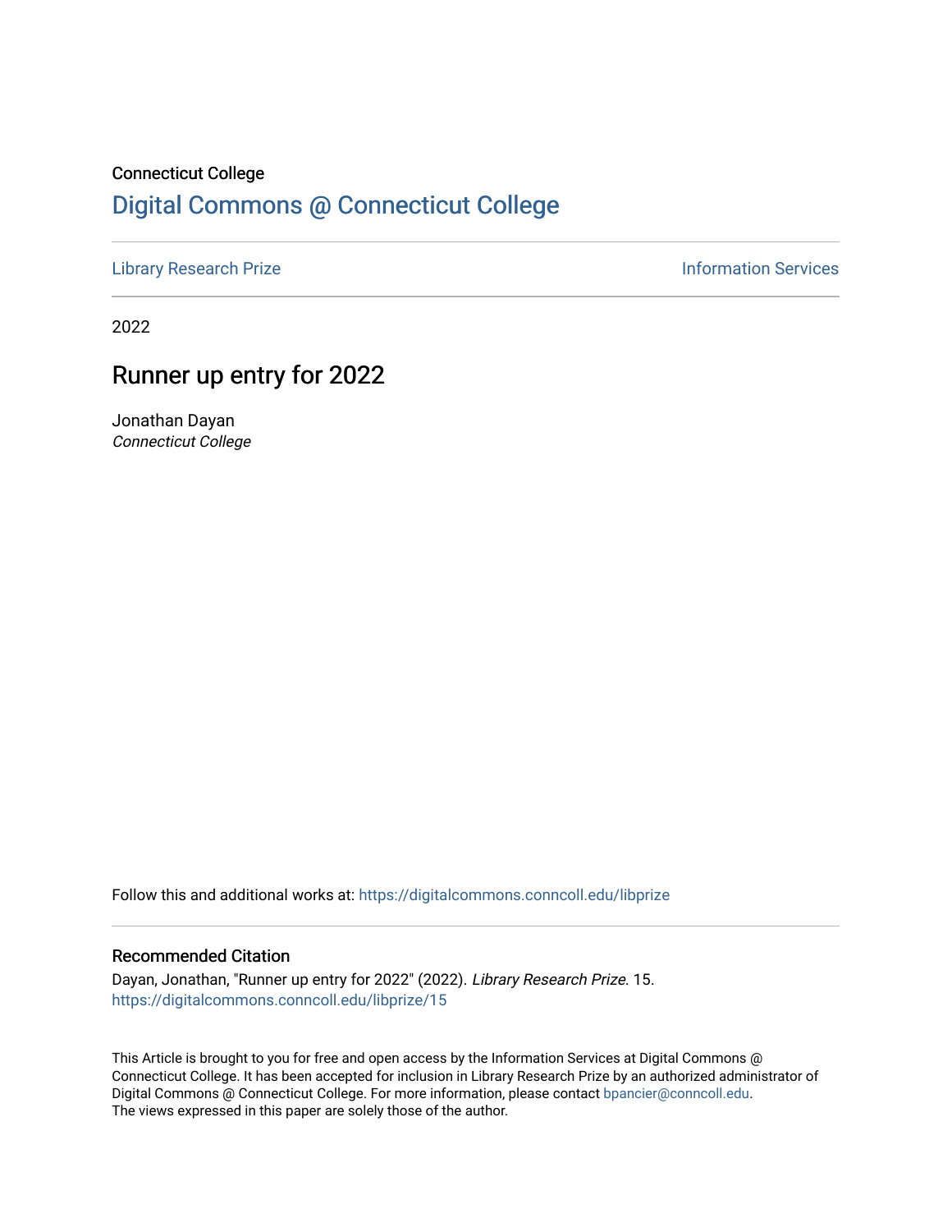Connecticut College

# Digital Commons @ Connecticut College

Library Research Prize | Information Services

2022

## Runner up entry for 2022

Jonathan Dayan
*Connecticut College*

Follow this and additional works at: https://digitalcommons.conncoll.edu/libprize

### Recommended Citation

Dayan, Jonathan, "Runner up entry for 2022" (2022). *Library Research Prize*. 15.
https://digitalcommons.conncoll.edu/libprize/15

This Article is brought to you for free and open access by the Information Services at Digital Commons @ Connecticut College. It has been accepted for inclusion in Library Research Prize by an authorized administrator of Digital Commons @ Connecticut College. For more information, please contact bpancier@conncoll.edu.
The views expressed in this paper are solely those of the author.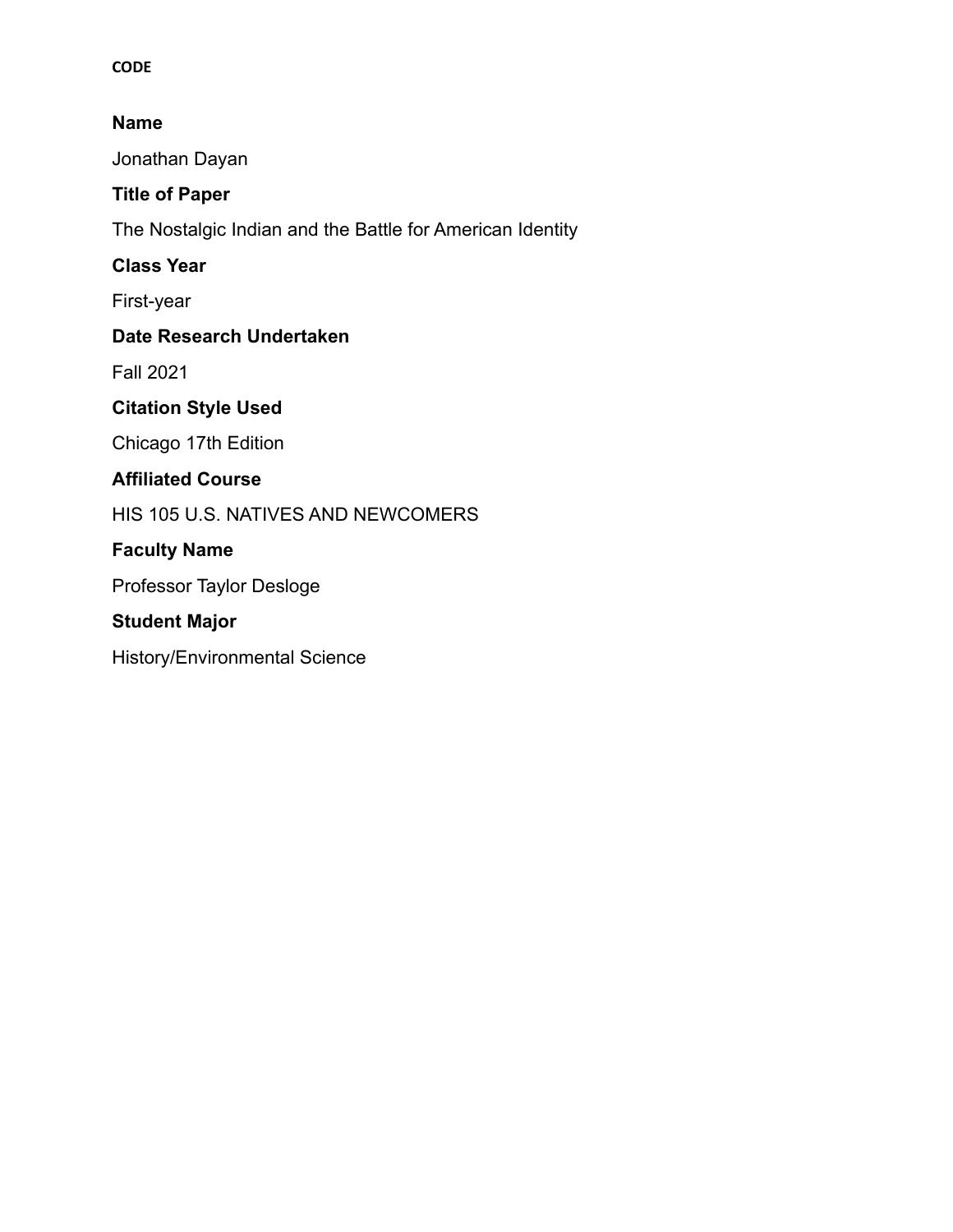**CODE**

**Name**

Jonathan Dayan

**Title of Paper**

The Nostalgic Indian and the Battle for American Identity

**Class Year**

First-year

**Date Research Undertaken**

Fall 2021

**Citation Style Used**

Chicago 17th Edition

**Affiliated Course**

HIS 105 U.S. NATIVES AND NEWCOMERS

**Faculty Name**

Professor Taylor Desloge

**Student Major**

History/Environmental Science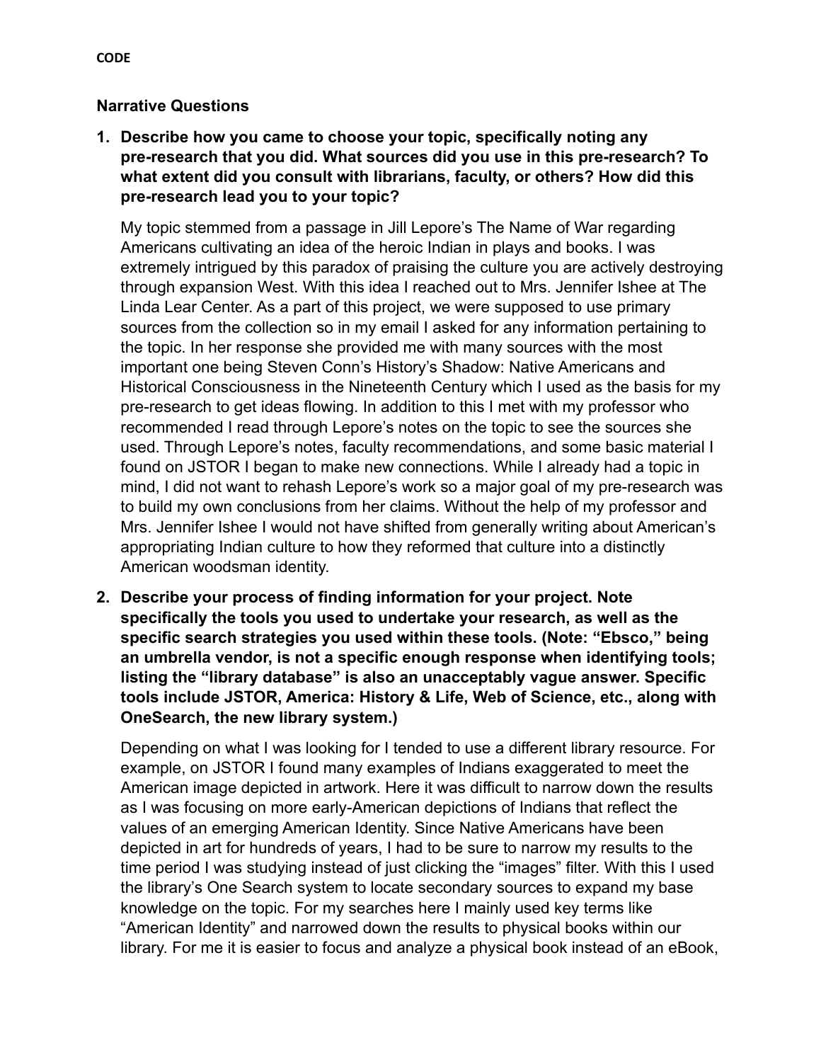**CODE**

**Narrative Questions**

1. **Describe how you came to choose your topic, specifically noting any pre-research that you did. What sources did you use in this pre-research? To what extent did you consult with librarians, faculty, or others? How did this pre-research lead you to your topic?**

   My topic stemmed from a passage in Jill Lepore's The Name of War regarding Americans cultivating an idea of the heroic Indian in plays and books. I was extremely intrigued by this paradox of praising the culture you are actively destroying through expansion West. With this idea I reached out to Mrs. Jennifer Ishee at The Linda Lear Center. As a part of this project, we were supposed to use primary sources from the collection so in my email I asked for any information pertaining to the topic. In her response she provided me with many sources with the most important one being Steven Conn's History's Shadow: Native Americans and Historical Consciousness in the Nineteenth Century which I used as the basis for my pre-research to get ideas flowing. In addition to this I met with my professor who recommended I read through Lepore's notes on the topic to see the sources she used. Through Lepore's notes, faculty recommendations, and some basic material I found on JSTOR I began to make new connections. While I already had a topic in mind, I did not want to rehash Lepore's work so a major goal of my pre-research was to build my own conclusions from her claims. Without the help of my professor and Mrs. Jennifer Ishee I would not have shifted from generally writing about American's appropriating Indian culture to how they reformed that culture into a distinctly American woodsman identity.

2. **Describe your process of finding information for your project. Note specifically the tools you used to undertake your research, as well as the specific search strategies you used within these tools. (Note: "Ebsco," being an umbrella vendor, is not a specific enough response when identifying tools; listing the "library database" is also an unacceptably vague answer. Specific tools include JSTOR, America: History & Life, Web of Science, etc., along with OneSearch, the new library system.)**

   Depending on what I was looking for I tended to use a different library resource. For example, on JSTOR I found many examples of Indians exaggerated to meet the American image depicted in artwork. Here it was difficult to narrow down the results as I was focusing on more early-American depictions of Indians that reflect the values of an emerging American Identity. Since Native Americans have been depicted in art for hundreds of years, I had to be sure to narrow my results to the time period I was studying instead of just clicking the "images" filter. With this I used the library's One Search system to locate secondary sources to expand my base knowledge on the topic. For my searches here I mainly used key terms like "American Identity" and narrowed down the results to physical books within our library. For me it is easier to focus and analyze a physical book instead of an eBook,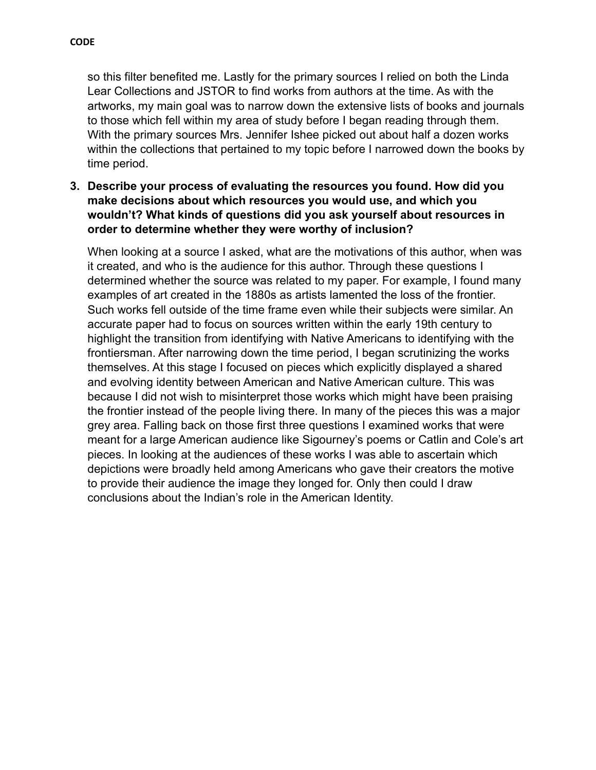so this filter benefited me. Lastly for the primary sources I relied on both the Linda Lear Collections and JSTOR to find works from authors at the time. As with the artworks, my main goal was to narrow down the extensive lists of books and journals to those which fell within my area of study before I began reading through them. With the primary sources Mrs. Jennifer Ishee picked out about half a dozen works within the collections that pertained to my topic before I narrowed down the books by time period.

3. **Describe your process of evaluating the resources you found. How did you make decisions about which resources you would use, and which you wouldn't? What kinds of questions did you ask yourself about resources in order to determine whether they were worthy of inclusion?**

   When looking at a source I asked, what are the motivations of this author, when was it created, and who is the audience for this author. Through these questions I determined whether the source was related to my paper. For example, I found many examples of art created in the 1880s as artists lamented the loss of the frontier. Such works fell outside of the time frame even while their subjects were similar. An accurate paper had to focus on sources written within the early 19th century to highlight the transition from identifying with Native Americans to identifying with the frontiersman. After narrowing down the time period, I began scrutinizing the works themselves. At this stage I focused on pieces which explicitly displayed a shared and evolving identity between American and Native American culture. This was because I did not wish to misinterpret those works which might have been praising the frontier instead of the people living there. In many of the pieces this was a major grey area. Falling back on those first three questions I examined works that were meant for a large American audience like Sigourney's poems or Catlin and Cole's art pieces. In looking at the audiences of these works I was able to ascertain which depictions were broadly held among Americans who gave their creators the motive to provide their audience the image they longed for. Only then could I draw conclusions about the Indian's role in the American Identity.